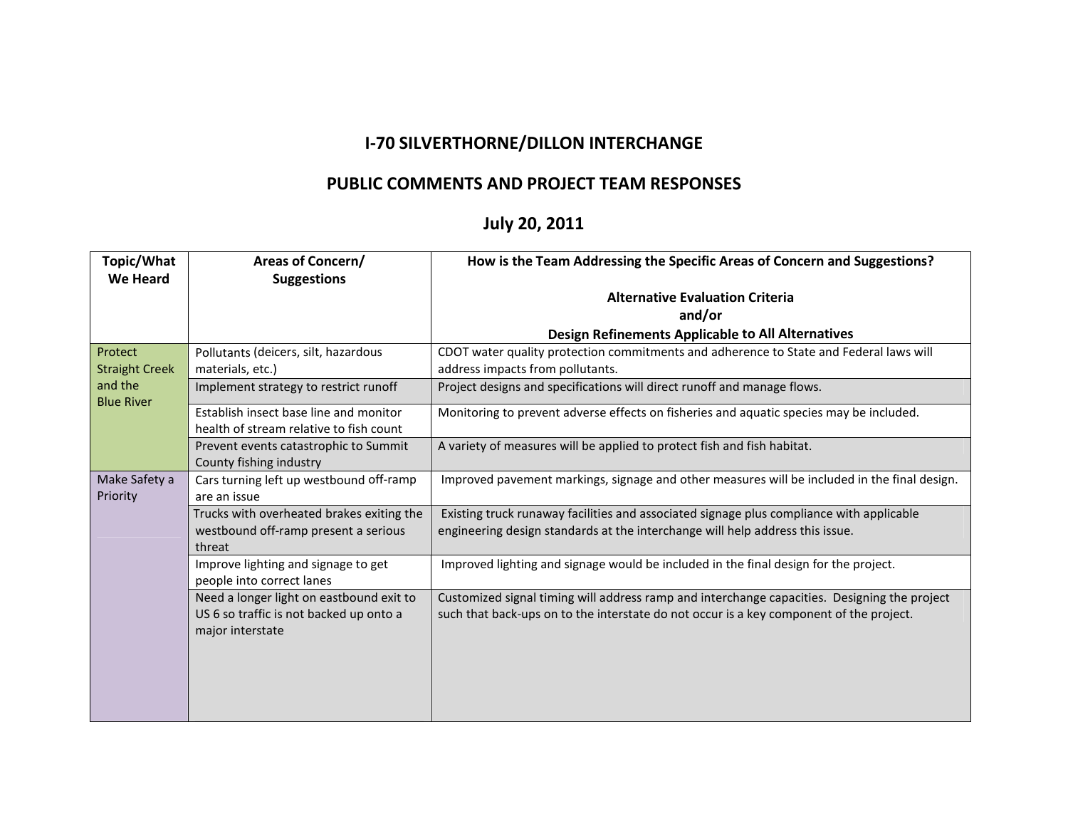# I-70 SILVERTHORNE/DILLON INTERCHANGE

## PUBLIC COMMENTS AND PROJECT TEAM RESPONSES

## July 20, 2011

| Topic/What We Heard | Areas of Concern/ Suggestions | How is the Team Addressing the Specific Areas of Concern and Suggestions? Alternative Evaluation Criteria and/or Design Refinements Applicable to All Alternatives |
|---|---|---|
| Protect Straight Creek and the Blue River | Pollutants (deicers, silt, hazardous materials, etc.) | CDOT water quality protection commitments and adherence to State and Federal laws will address impacts from pollutants. |
| | Implement strategy to restrict runoff | Project designs and specifications will direct runoff and manage flows. |
| | Establish insect base line and monitor health of stream relative to fish count | Monitoring to prevent adverse effects on fisheries and aquatic species may be included. |
| | Prevent events catastrophic to Summit County fishing industry | A variety of measures will be applied to protect fish and fish habitat. |
| Make Safety a Priority | Cars turning left up westbound off-ramp are an issue | Improved pavement markings, signage and other measures will be included in the final design. |
| | Trucks with overheated brakes exiting the westbound off-ramp present a serious threat | Existing truck runaway facilities and associated signage plus compliance with applicable engineering design standards at the interchange will help address this issue. |
| | Improve lighting and signage to get people into correct lanes | Improved lighting and signage would be included in the final design for the project. |
| | Need a longer light on eastbound exit to US 6 so traffic is not backed up onto a major interstate | Customized signal timing will address ramp and interchange capacities. Designing the project such that back-ups on to the interstate do not occur is a key component of the project. |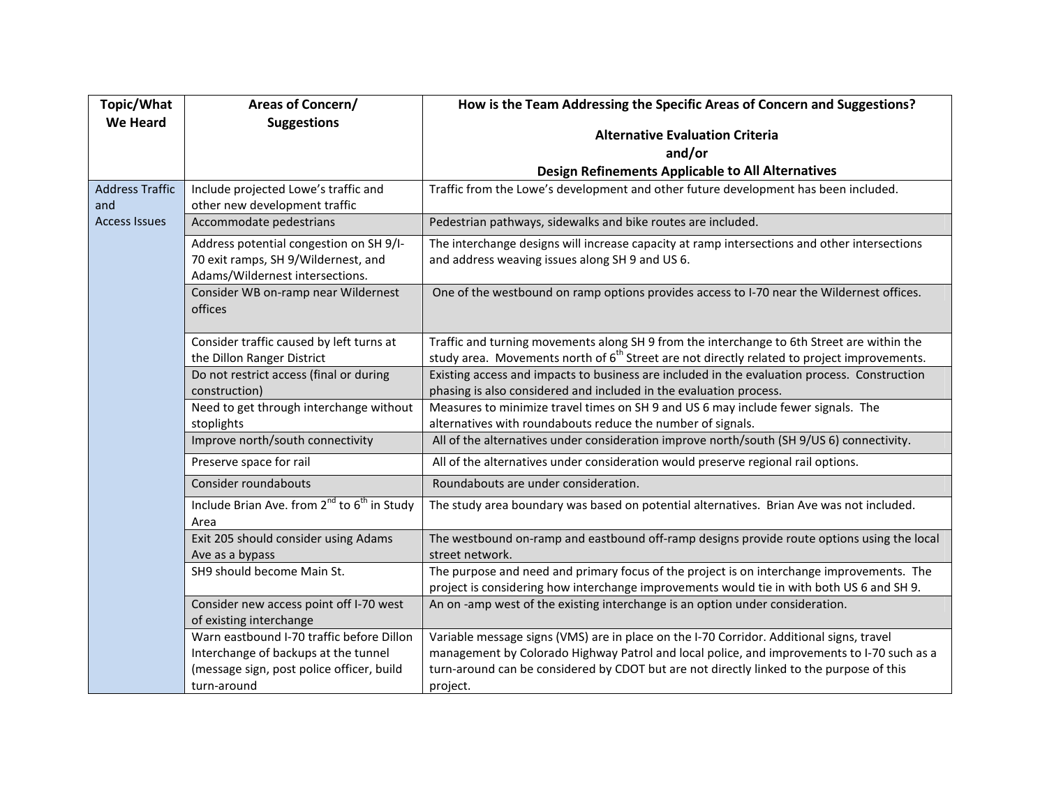| Topic/What We Heard | Areas of Concern/ Suggestions | How is the Team Addressing the Specific Areas of Concern and Suggestions? Alternative Evaluation Criteria and/or Design Refinements Applicable to All Alternatives |
|---|---|---|
| Address Traffic and Access Issues | Include projected Lowe's traffic and other new development traffic | Traffic from the Lowe's development and other future development has been included. |
| | Accommodate pedestrians | Pedestrian pathways, sidewalks and bike routes are included. |
| | Address potential congestion on SH 9/I-70 exit ramps, SH 9/Wildernest, and Adams/Wildernest intersections. | The interchange designs will increase capacity at ramp intersections and other intersections and address weaving issues along SH 9 and US 6. |
| | Consider WB on-ramp near Wildernest offices | One of the westbound on ramp options provides access to I-70 near the Wildernest offices. |
| | Consider traffic caused by left turns at the Dillon Ranger District | Traffic and turning movements along SH 9 from the interchange to 6th Street are within the study area. Movements north of 6th Street are not directly related to project improvements. |
| | Do not restrict access (final or during construction) | Existing access and impacts to business are included in the evaluation process. Construction phasing is also considered and included in the evaluation process. |
| | Need to get through interchange without stoplights | Measures to minimize travel times on SH 9 and US 6 may include fewer signals. The alternatives with roundabouts reduce the number of signals. |
| | Improve north/south connectivity | All of the alternatives under consideration improve north/south (SH 9/US 6) connectivity. |
| | Preserve space for rail | All of the alternatives under consideration would preserve regional rail options. |
| | Consider roundabouts | Roundabouts are under consideration. |
| | Include Brian Ave. from 2nd to 6th in Study Area | The study area boundary was based on potential alternatives. Brian Ave was not included. |
| | Exit 205 should consider using Adams Ave as a bypass | The westbound on-ramp and eastbound off-ramp designs provide route options using the local street network. |
| | SH9 should become Main St. | The purpose and need and primary focus of the project is on interchange improvements. The project is considering how interchange improvements would tie in with both US 6 and SH 9. |
| | Consider new access point off I-70 west of existing interchange | An on -amp west of the existing interchange is an option under consideration. |
| | Warn eastbound I-70 traffic before Dillon Interchange of backups at the tunnel (message sign, post police officer, build turn-around | Variable message signs (VMS) are in place on the I-70 Corridor. Additional signs, travel management by Colorado Highway Patrol and local police, and improvements to I-70 such as a turn-around can be considered by CDOT but are not directly linked to the purpose of this project. |